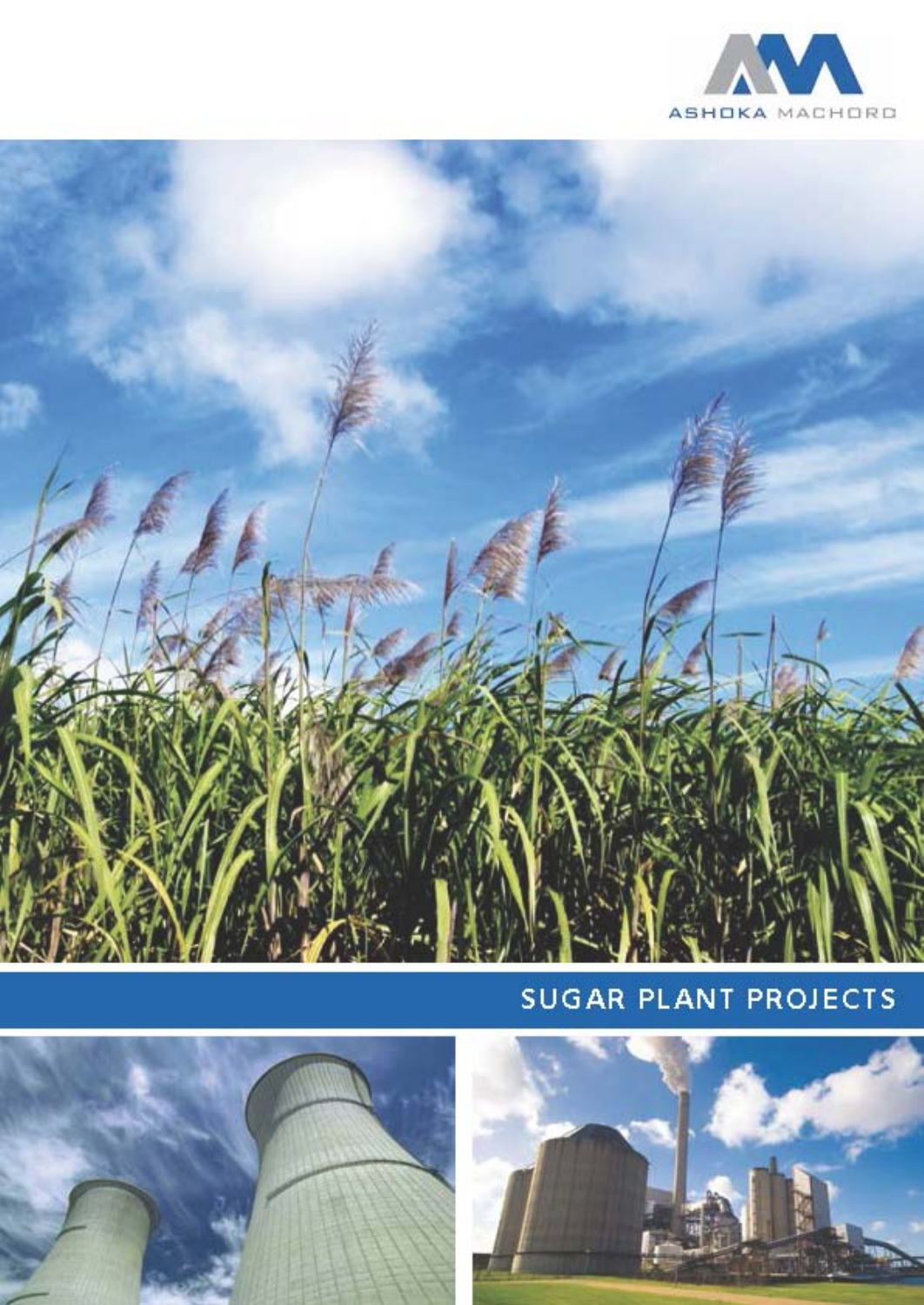ASHOKA MACHORD

# SUGAR PLANT PROJECTS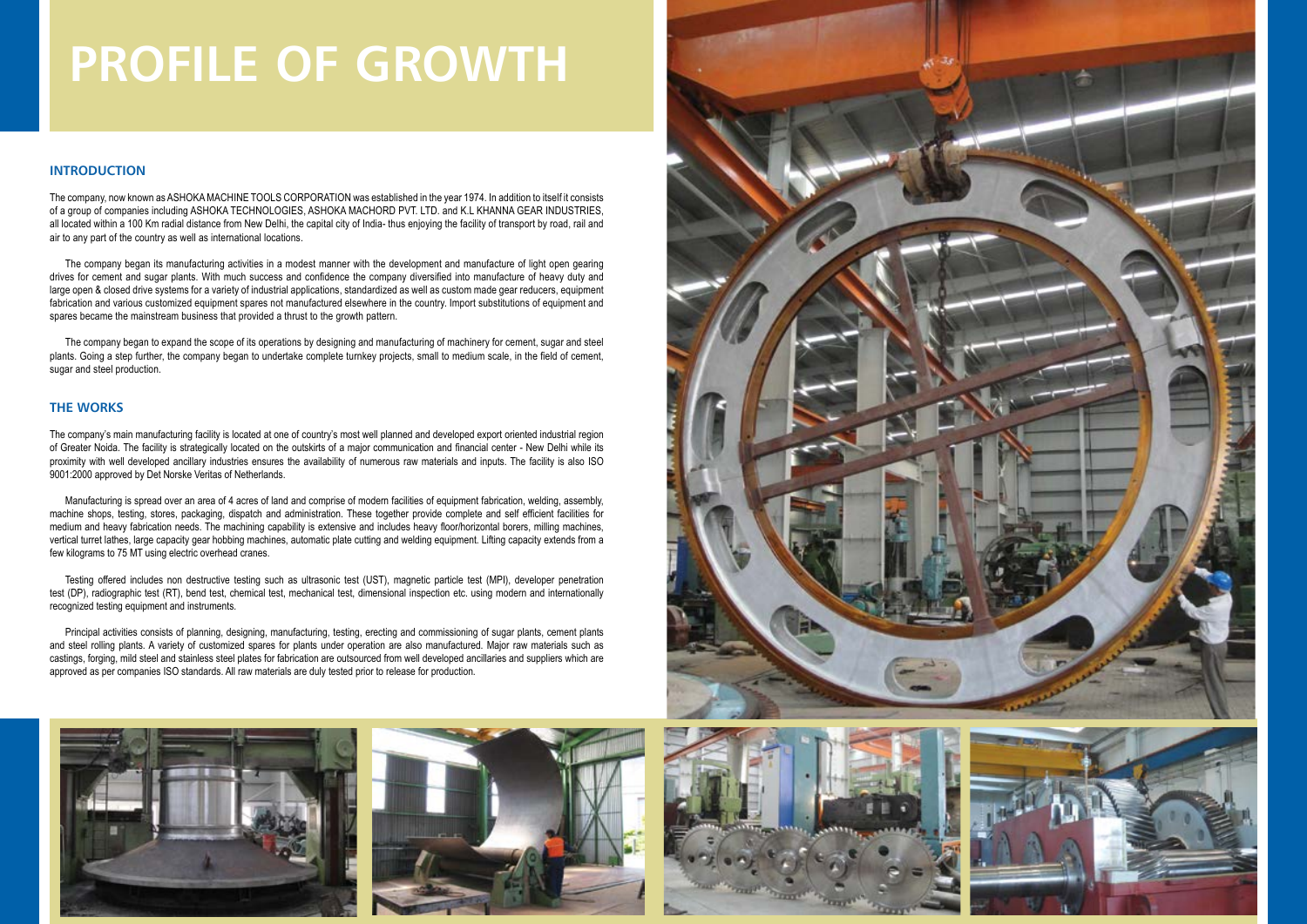# PROFILE OF GROWTH

## INTRODUCTION

The company, now known as ASHOKA MACHINE TOOLS CORPORATION was established in the year 1974. In addition to itself it consists of a group of companies including ASHOKA TECHNOLOGIES, ASHOKA MACHORD PVT. LTD. and K.L KHANNA GEAR INDUSTRIES, all located within a 100 Km radial distance from New Delhi, the capital city of India- thus enjoying the facility of transport by road, rail and air to any part of the country as well as international locations.

The company began its manufacturing activities in a modest manner with the development and manufacture of light open gearing drives for cement and sugar plants. With much success and confidence the company diversified into manufacture of heavy duty and large open & closed drive systems for a variety of industrial applications, standardized as well as custom made gear reducers, equipment fabrication and various customized equipment spares not manufactured elsewhere in the country. Import substitutions of equipment and spares became the mainstream business that provided a thrust to the growth pattern.

The company began to expand the scope of its operations by designing and manufacturing of machinery for cement, sugar and steel plants. Going a step further, the company began to undertake complete turnkey projects, small to medium scale, in the field of cement, sugar and steel production.

## THE WORKS

The company's main manufacturing facility is located at one of country's most well planned and developed export oriented industrial region of Greater Noida. The facility is strategically located on the outskirts of a major communication and financial center - New Delhi while its proximity with well developed ancillary industries ensures the availability of numerous raw materials and inputs. The facility is also ISO 9001:2000 approved by Det Norske Veritas of Netherlands.

Manufacturing is spread over an area of 4 acres of land and comprise of modern facilities of equipment fabrication, welding, assembly, machine shops, testing, stores, packaging, dispatch and administration. These together provide complete and self efficient facilities for medium and heavy fabrication needs. The machining capability is extensive and includes heavy floor/horizontal borers, milling machines, vertical turret lathes, large capacity gear hobbing machines, automatic plate cutting and welding equipment. Lifting capacity extends from a few kilograms to 75 MT using electric overhead cranes.

Testing offered includes non destructive testing such as ultrasonic test (UST), magnetic particle test (MPI), developer penetration test (DP), radiographic test (RT), bend test, chemical test, mechanical test, dimensional inspection etc. using modern and internationally recognized testing equipment and instruments.

Principal activities consists of planning, designing, manufacturing, testing, erecting and commissioning of sugar plants, cement plants and steel rolling plants. A variety of customized spares for plants under operation are also manufactured. Major raw materials such as castings, forging, mild steel and stainless steel plates for fabrication are outsourced from well developed ancillaries and suppliers which are approved as per companies ISO standards. All raw materials are duly tested prior to release for production.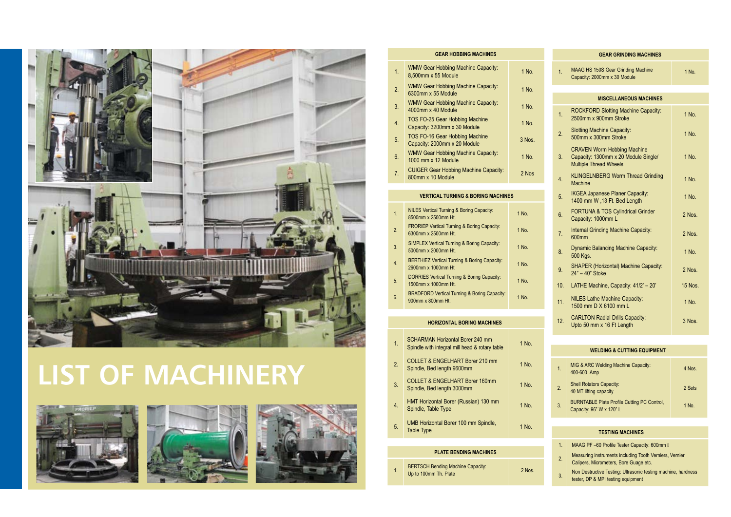# LIST OF MACHINERY

| GEAR HOBBING MACHINES | | |
|---|---|---|
| 1. | WMW Gear Hobbing Machine Capacity: 8,500mm x 55 Module | 1 No. |
| 2. | WMW Gear Hobbing Machine Capacity: 6300mm x 55 Module | 1 No. |
| 3. | WMW Gear Hobbing Machine Capacity: 4000mm x 40 Module | 1 No. |
| 4. | TOS FO-25 Gear Hobbing Machine Capacity: 3200mm x 30 Module | 1 No. |
| 5. | TOS FO-16 Gear Hobbing Machine Capacity: 2000mm x 20 Module | 3 Nos. |
| 6. | WMW Gear Hobbing Machine Capacity: 1000 mm x 12 Module | 1 No. |
| 7. | CUIGER Gear Hobbing Machine Capacity: 800mm x 10 Module | 2 Nos |

| VERTICAL TURNING & BORING MACHINES | | |
|---|---|---|
| 1. | NILES Vertical Turning & Boring Capacity: 8500mm x 2500mm Ht. | 1 No. |
| 2. | FRORIEP Vertical Turning & Boring Capacity: 6300mm x 2500mm Ht. | 1 No. |
| 3. | SIMPLEX Vertical Turning & Boring Capacity: 5000mm x 2000mm Ht. | 1 No. |
| 4. | BERTHIEZ Vertical Turning & Boring Capacity: 2600mm x 1000mm Ht | 1 No. |
| 5. | DORRIES Vertical Turning & Boring Capacity: 1500mm x 1000mm Ht. | 1 No. |
| 6. | BRADFORD Vertical Turning & Boring Capacity: 900mm x 800mm Ht. | 1 No. |

| HORIZONTAL BORING MACHINES | | |
|---|---|---|
| 1. | SCHARMAN Horizontal Borer 240 mm Spindle with integral mill head & rotary table | 1 No. |
| 2. | COLLET & ENGELHART Borer 210 mm Spindle, Bed length 9600mm | 1 No. |
| 3. | COLLET & ENGELHART Borer 160mm Spindle, Bed length 3000mm | 1 No. |
| 4. | HMT Horizontal Borer (Russian) 130 mm Spindle, Table Type | 1 No. |
| 5. | UMB Horizontal Borer 100 mm Spindle, Table Type | 1 No. |

| PLATE BENDING MACHINES | | |
|---|---|---|
| 1. | BERTSCH Bending Machine Capacity: Up to 100mm Th. Plate | 2 Nos. |

| GEAR GRINDING MACHINES | | |
|---|---|---|
| 1. | MAAG HS 150S Gear Grinding Machine Capacity: 2000mm x 30 Module | 1 No. |

| MISCELLANEOUS MACHINES | | |
|---|---|---|
| 1. | ROCKFORD Slotting Machine Capacity: 2500mm x 900mm Stroke | 1 No. |
| 2. | Slotting Machine Capacity: 500mm x 300mm Stroke | 1 No. |
| 3. | CRAVEN Worm Hobbing Machine Capacity: 1300mm x 20 Module Single/ Multiple Thread Wheels | 1 No. |
| 4. | KLINGELNBERG Worm Thread Grinding Machine | 1 No. |
| 5. | IKGEA Japanese Planer Capacity: 1400 mm W ,13 Ft. Bed Length | 1 No. |
| 6. | FORTUNA & TOS Cylindrical Grinder Capacity: 1000mm L | 2 Nos. |
| 7. | Internal Grinding Machine Capacity: 600mm | 2 Nos. |
| 8. | Dynamic Balancing Machine Capacity: 500 Kgs. | 1 No. |
| 9. | SHAPER (Horizontal) Machine Capacity: 24" – 40" Stoke | 2 Nos. |
| 10. | LATHE Machine, Capacity: 41/2' – 20' | 15 Nos. |
| 11. | NILES Lathe Machine Capacity: 1500 mm D X 6100 mm L | 1 No. |
| 12. | CARLTON Radial Drills Capacity: Upto 50 mm x 16 Ft Length | 3 Nos. |

| WELDING & CUTTING EQUIPMENT | | |
|---|---|---|
| 1. | MIG & ARC Welding Machine Capacity: 400-600 Amp | 4 Nos. |
| 2. | Shell Rotators Capacity: 40 MT lifting capacity | 2 Sets |
| 3. | BURNTABLE Plate Profile Cutting PC Control, Capacity: 96" W x 120" L | 1 No. |

| TESTING MACHINES | |
|---|---|
| 1. | MAAG PF –60 Profile Tester Capacity: 600mm |
| 2. | Measuring instruments including Tooth Verniers, Vernier Calipers, Micrometers, Bore Guage etc. |
| 3. | Non Destructive Testing: Ultrasonic testing machine, hardness tester, DP & MPI testing equipment |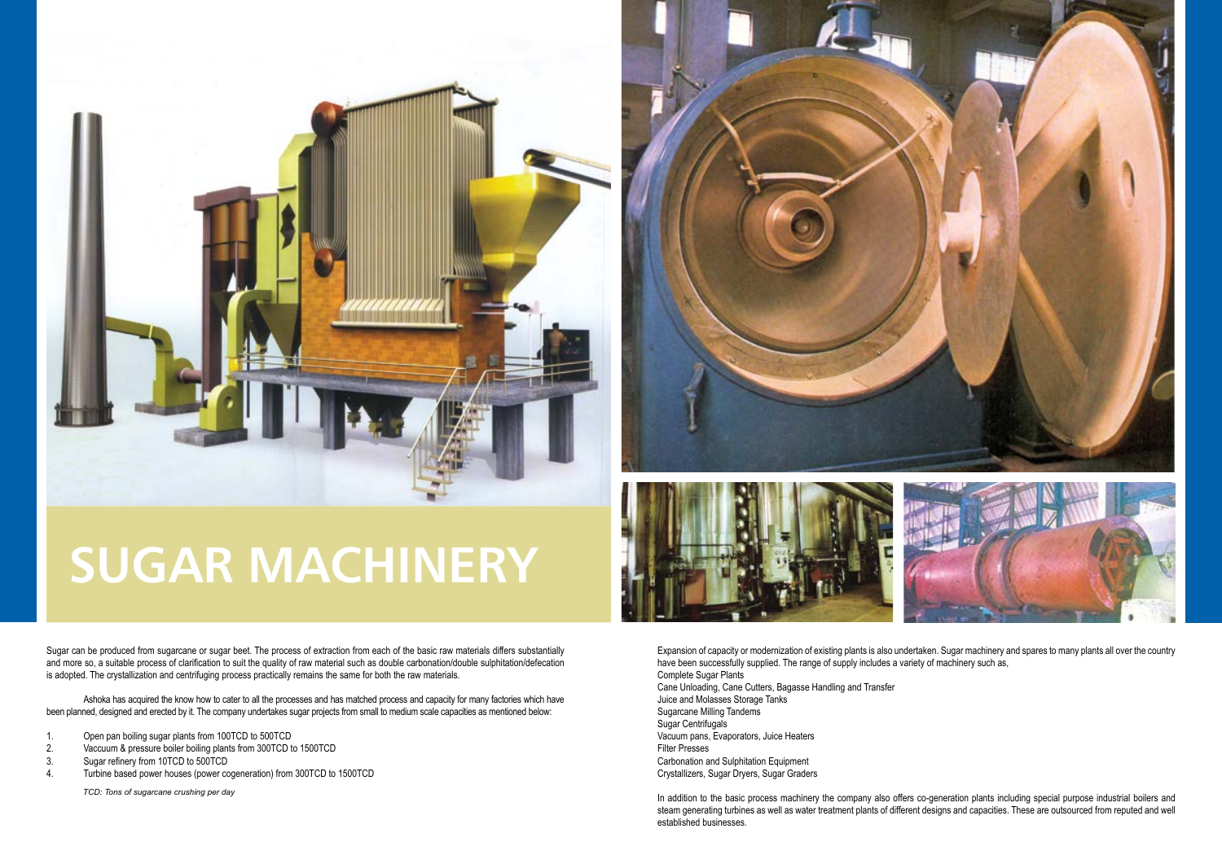# SUGAR MACHINERY

Sugar can be produced from sugarcane or sugar beet. The process of extraction from each of the basic raw materials differs substantially and more so, a suitable process of clarification to suit the quality of raw material such as double carbonation/double sulphitation/defecation is adopted. The crystallization and centrifuging process practically remains the same for both the raw materials.

Ashoka has acquired the know how to cater to all the processes and has matched process and capacity for many factories which have been planned, designed and erected by it. The company undertakes sugar projects from small to medium scale capacities as mentioned below:

1. Open pan boiling sugar plants from 100TCD to 500TCD
2. Vaccuum & pressure boiler boiling plants from 300TCD to 1500TCD
3. Sugar refinery from 10TCD to 500TCD
4. Turbine based power houses (power cogeneration) from 300TCD to 1500TCD

*TCD: Tons of sugarcane crushing per day*

Expansion of capacity or modernization of existing plants is also undertaken. Sugar machinery and spares to many plants all over the country have been successfully supplied. The range of supply includes a variety of machinery such as,

Complete Sugar Plants
Cane Unloading, Cane Cutters, Bagasse Handling and Transfer
Juice and Molasses Storage Tanks
Sugarcane Milling Tandems
Sugar Centrifugals
Vacuum pans, Evaporators, Juice Heaters
Filter Presses
Carbonation and Sulphitation Equipment
Crystallizers, Sugar Dryers, Sugar Graders

In addition to the basic process machinery the company also offers co-generation plants including special purpose industrial boilers and steam generating turbines as well as water treatment plants of different designs and capacities. These are outsourced from reputed and well established businesses.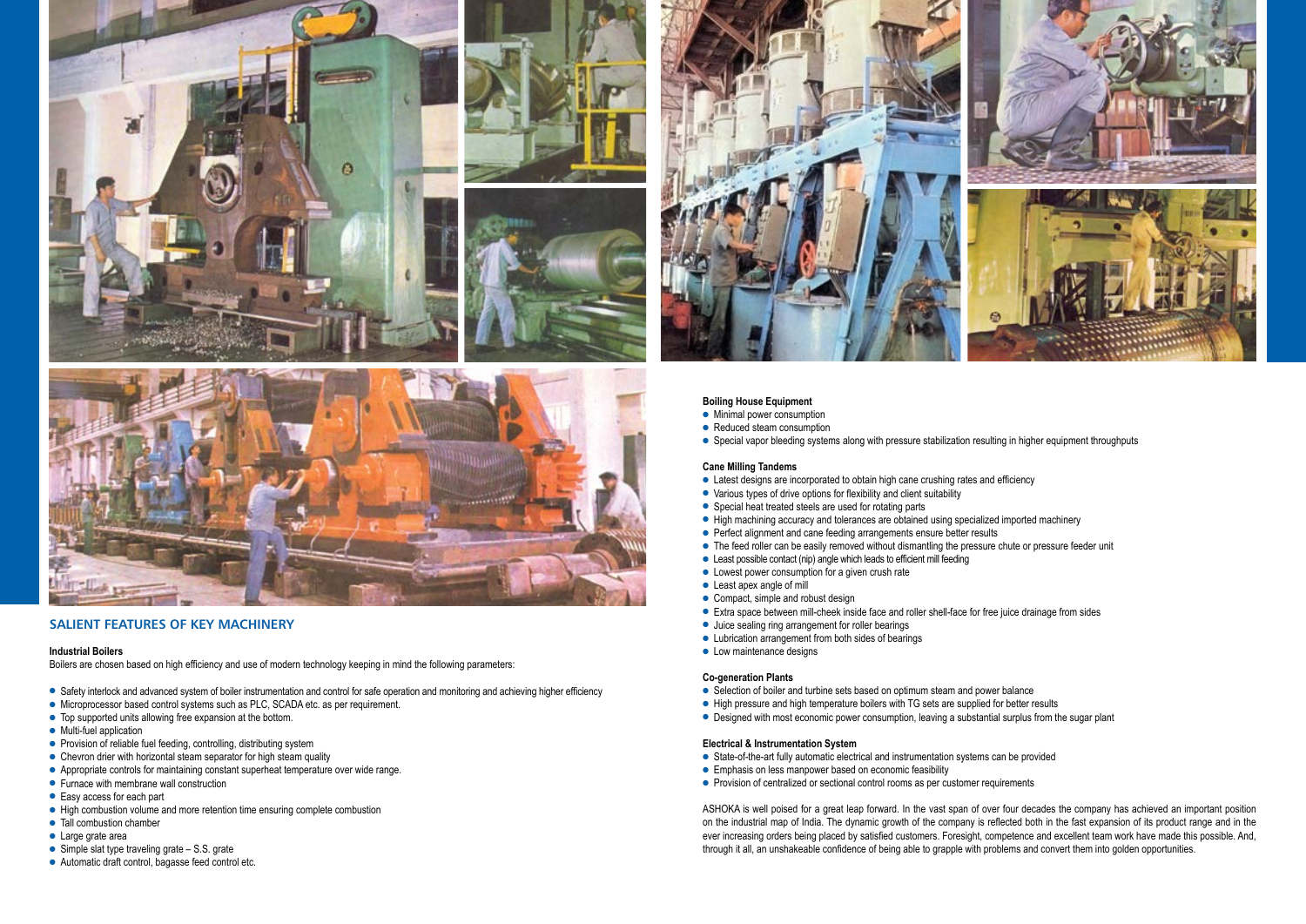## SALIENT FEATURES OF KEY MACHINERY

**Industrial Boilers**

Boilers are chosen based on high efficiency and use of modern technology keeping in mind the following parameters:

- Safety interlock and advanced system of boiler instrumentation and control for safe operation and monitoring and achieving higher efficiency
- Microprocessor based control systems such as PLC, SCADA etc. as per requirement.
- Top supported units allowing free expansion at the bottom.
- Multi-fuel application
- Provision of reliable fuel feeding, controlling, distributing system
- Chevron drier with horizontal steam separator for high steam quality
- Appropriate controls for maintaining constant superheat temperature over wide range.
- Furnace with membrane wall construction
- Easy access for each part
- High combustion volume and more retention time ensuring complete combustion
- Tall combustion chamber
- Large grate area
- Simple slat type traveling grate – S.S. grate
- Automatic draft control, bagasse feed control etc.

**Boiling House Equipment**

- Minimal power consumption
- Reduced steam consumption
- Special vapor bleeding systems along with pressure stabilization resulting in higher equipment throughputs

**Cane Milling Tandems**

- Latest designs are incorporated to obtain high cane crushing rates and efficiency
- Various types of drive options for flexibility and client suitability
- Special heat treated steels are used for rotating parts
- High machining accuracy and tolerances are obtained using specialized imported machinery
- Perfect alignment and cane feeding arrangements ensure better results
- The feed roller can be easily removed without dismantling the pressure chute or pressure feeder unit
- Least possible contact (nip) angle which leads to efficient mill feeding
- Lowest power consumption for a given crush rate
- Least apex angle of mill
- Compact, simple and robust design
- Extra space between mill-cheek inside face and roller shell-face for free juice drainage from sides
- Juice sealing ring arrangement for roller bearings
- Lubrication arrangement from both sides of bearings
- Low maintenance designs

**Co-generation Plants**

- Selection of boiler and turbine sets based on optimum steam and power balance
- High pressure and high temperature boilers with TG sets are supplied for better results
- Designed with most economic power consumption, leaving a substantial surplus from the sugar plant

**Electrical & Instrumentation System**

- State-of-the-art fully automatic electrical and instrumentation systems can be provided
- Emphasis on less manpower based on economic feasibility
- Provision of centralized or sectional control rooms as per customer requirements

ASHOKA is well poised for a great leap forward. In the vast span of over four decades the company has achieved an important position on the industrial map of India. The dynamic growth of the company is reflected both in the fast expansion of its product range and in the ever increasing orders being placed by satisfied customers. Foresight, competence and excellent team work have made this possible. And, through it all, an unshakeable confidence of being able to grapple with problems and convert them into golden opportunities.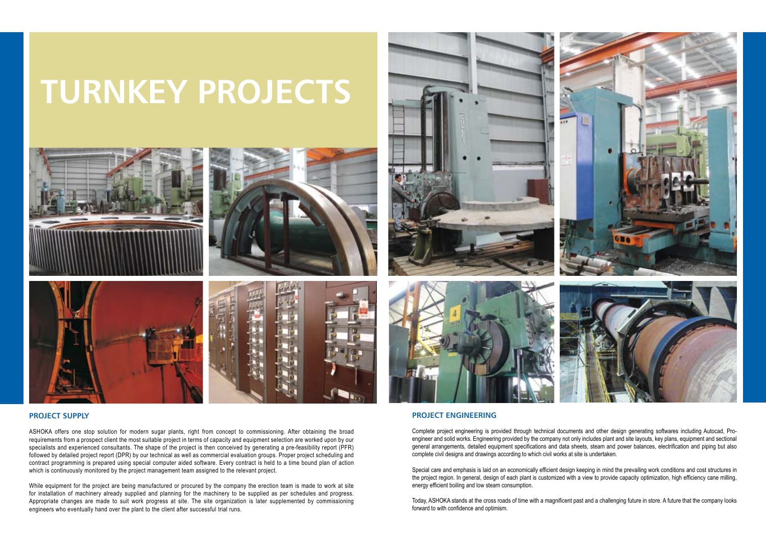# TURNKEY PROJECTS

## PROJECT SUPPLY

ASHOKA offers one stop solution for modern sugar plants, right from concept to commissioning. After obtaining the broad requirements from a prospect client the most suitable project in terms of capacity and equipment selection are worked upon by our specialists and experienced consultants. The shape of the project is then conceived by generating a pre-feasibility report (PFR) followed by detailed project report (DPR) by our technical as well as commercial evaluation groups. Proper project scheduling and contract programming is prepared using special computer aided software. Every contract is held to a time bound plan of action which is continuously monitored by the project management team assigned to the relevant project.

While equipment for the project are being manufactured or procured by the company the erection team is made to work at site for installation of machinery already supplied and planning for the machinery to be supplied as per schedules and progress. Appropriate changes are made to suit work progress at site. The site organization is later supplemented by commissioning engineers who eventually hand over the plant to the client after successful trial runs.

## PROJECT ENGINEERING

Complete project engineering is provided through technical documents and other design generating softwares including Autocad, Pro-engineer and solid works. Engineering provided by the company not only includes plant and site layouts, key plans, equipment and sectional general arrangements, detailed equipment specifications and data sheets, steam and power balances, electrification and piping but also complete civil designs and drawings according to which civil works at site is undertaken.

Special care and emphasis is laid on an economically efficient design keeping in mind the prevailing work conditions and cost structures in the project region. In general, design of each plant is customized with a view to provide capacity optimization, high efficiency cane milling, energy efficient boiling and low steam consumption.

Today, ASHOKA stands at the cross roads of time with a magnificent past and a challenging future in store. A future that the company looks forward to with confidence and optimism.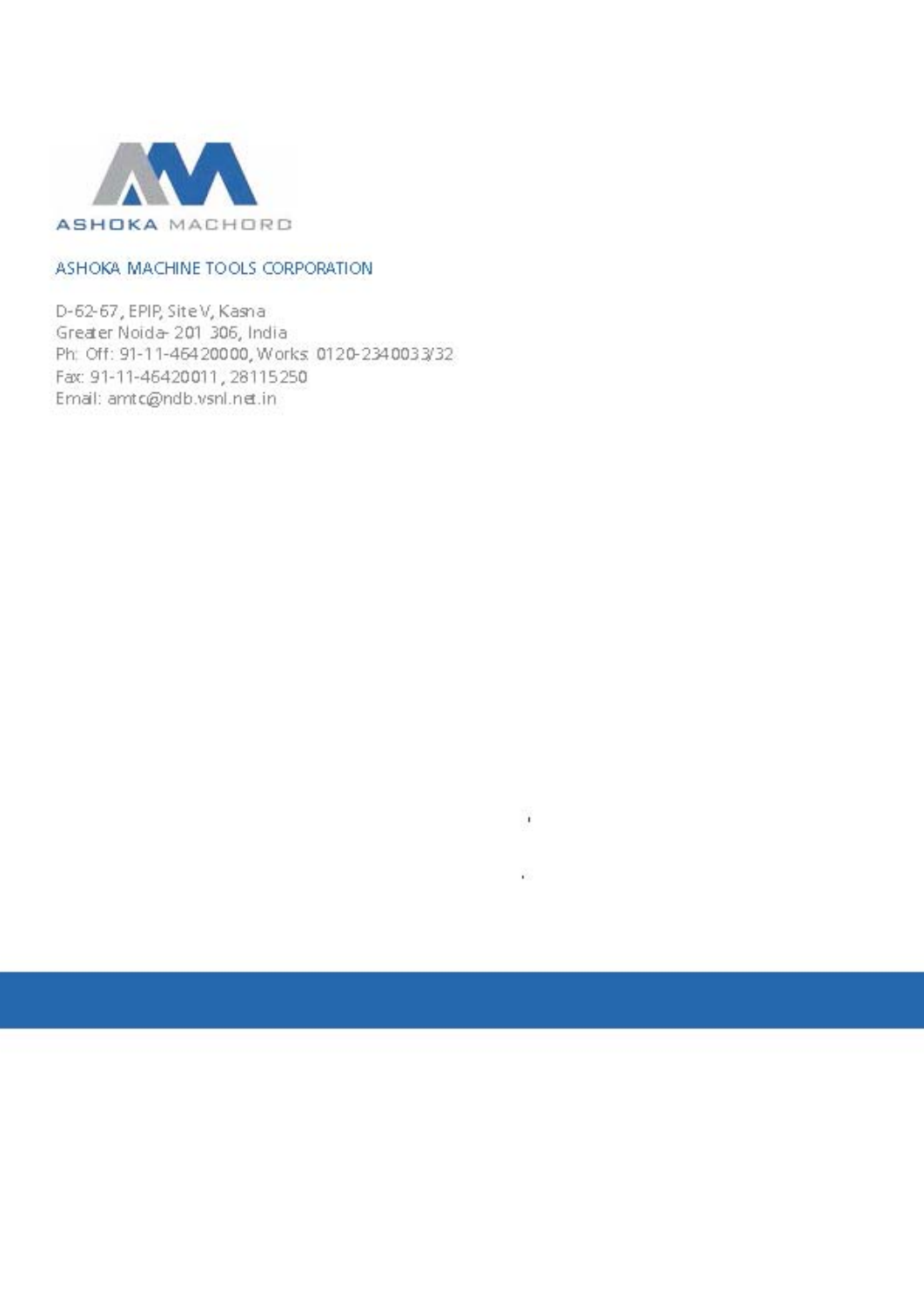ASHOKA MACHORD

ASHOKA MACHINE TOOLS CORPORATION

D-62-67, EPIP, Site V, Kasna
Greater Noida- 201 306, India
Ph: Off: 91-11-46420000, Works: 0120-2340033/32
Fax: 91-11-46420011, 28115250
Email: amtc@ndb.vsnl.net.in